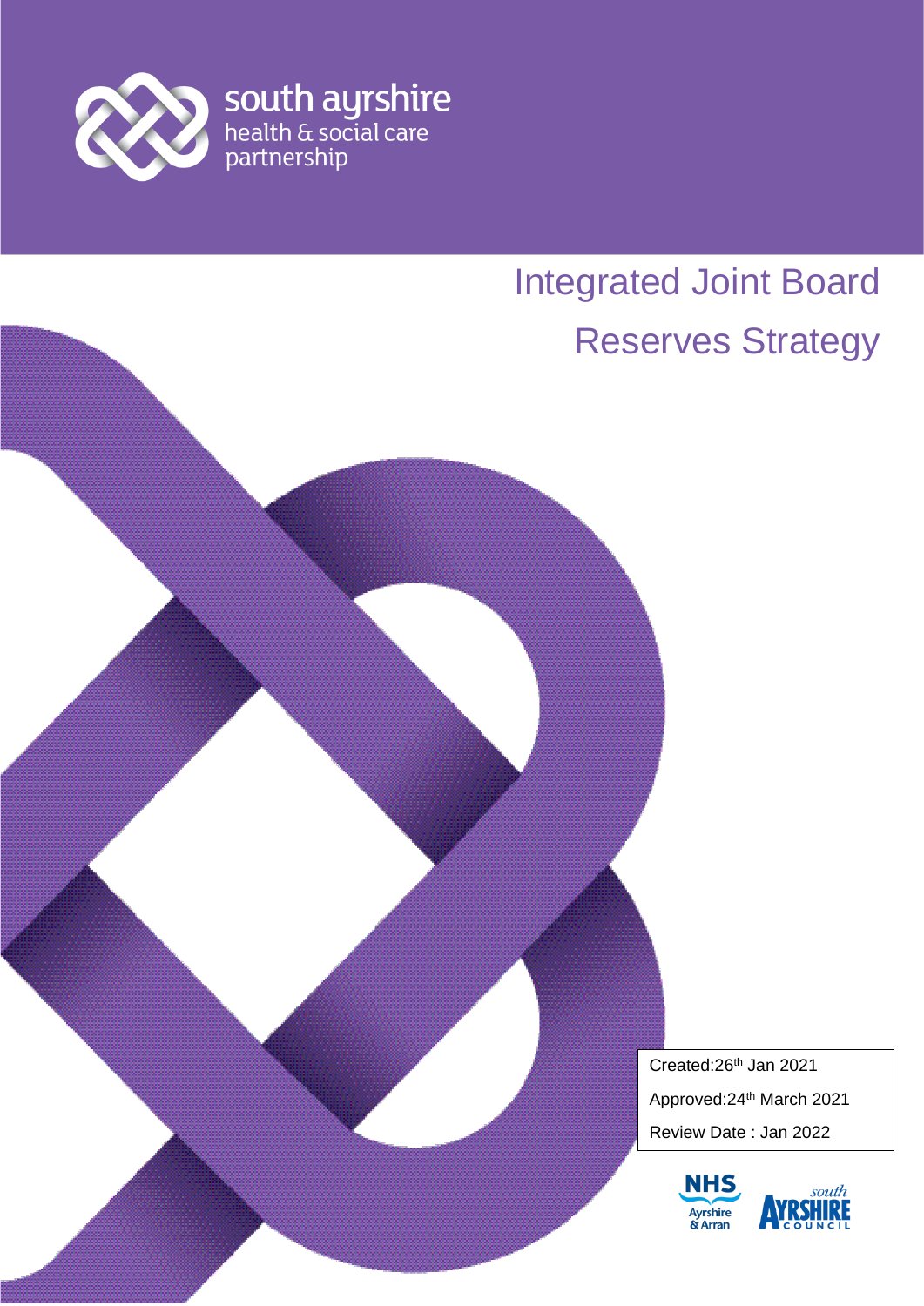south ayrshire
health & social care
partnership

# Integrated Joint Board

# Reserves Strategy

Created:26th Jan 2021

Approved:24th March 2021

Review Date : Jan 2022

NHS Ayrshire & Arran

south AYRSHIRE COUNCIL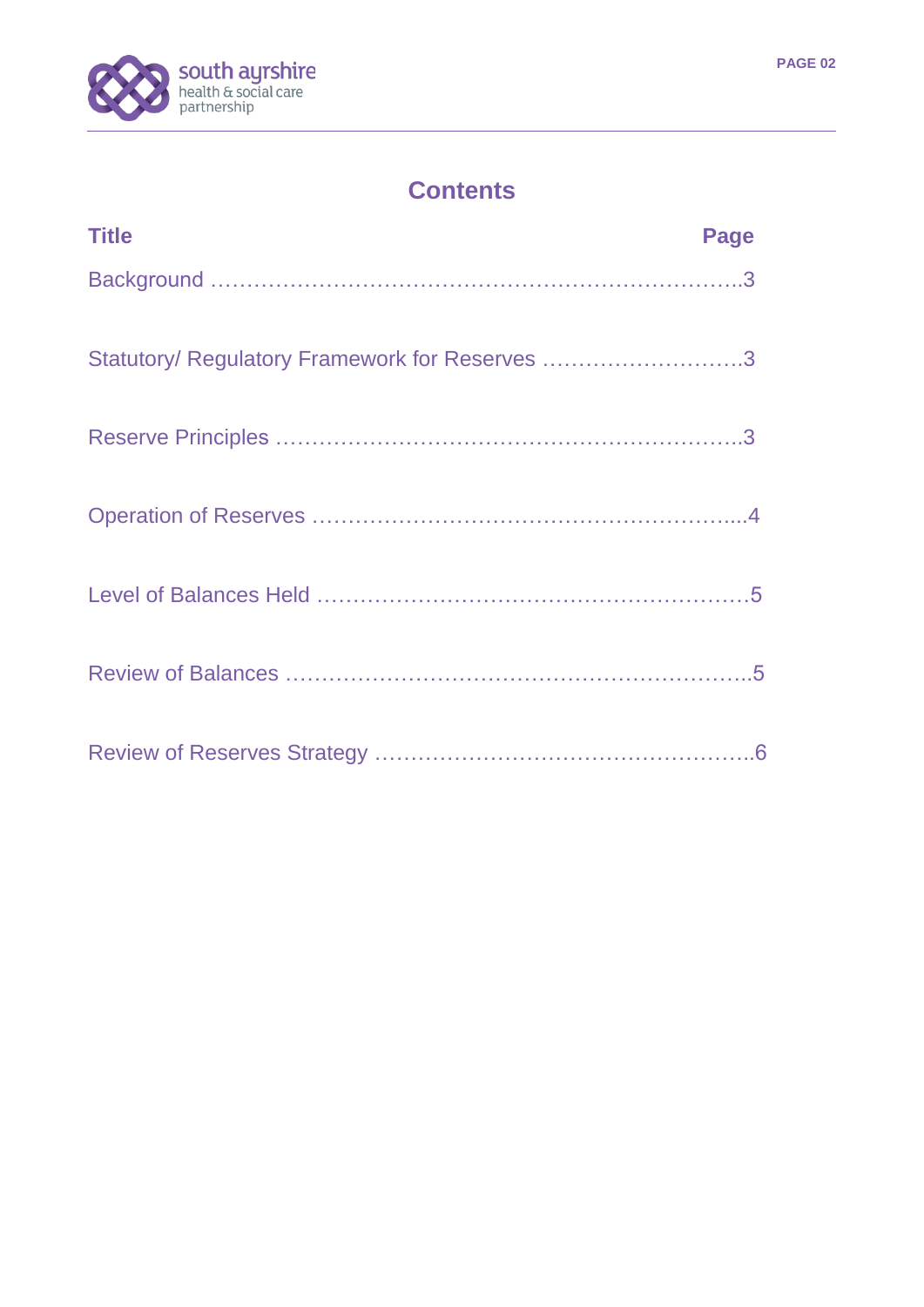## Contents

| Title | Page |
|---|---|
| Background | 3 |
| Statutory/ Regulatory Framework for Reserves | 3 |
| Reserve Principles | 3 |
| Operation of Reserves | 4 |
| Level of Balances Held | 5 |
| Review of Balances | 5 |
| Review of Reserves Strategy | 6 |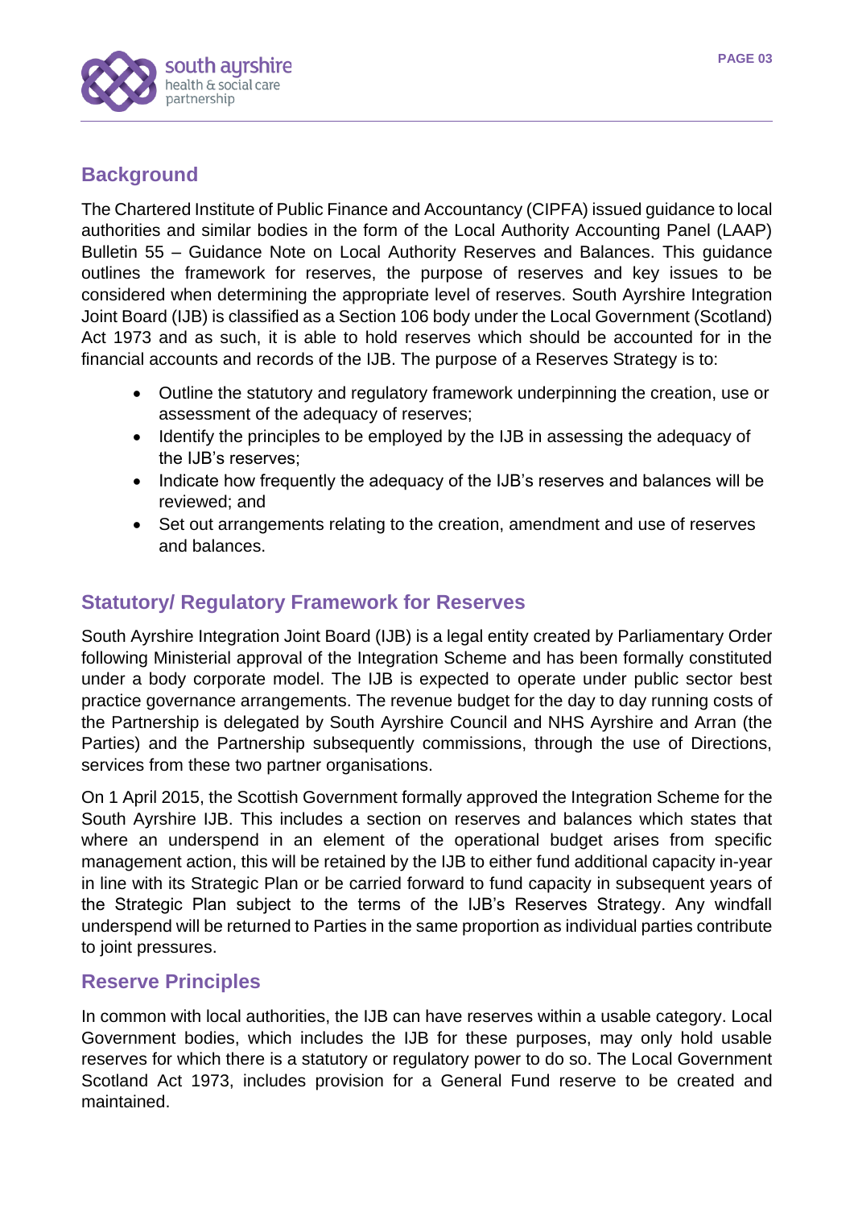## Background

The Chartered Institute of Public Finance and Accountancy (CIPFA) issued guidance to local authorities and similar bodies in the form of the Local Authority Accounting Panel (LAAP) Bulletin 55 – Guidance Note on Local Authority Reserves and Balances. This guidance outlines the framework for reserves, the purpose of reserves and key issues to be considered when determining the appropriate level of reserves. South Ayrshire Integration Joint Board (IJB) is classified as a Section 106 body under the Local Government (Scotland) Act 1973 and as such, it is able to hold reserves which should be accounted for in the financial accounts and records of the IJB. The purpose of a Reserves Strategy is to:

- Outline the statutory and regulatory framework underpinning the creation, use or assessment of the adequacy of reserves;
- Identify the principles to be employed by the IJB in assessing the adequacy of the IJB's reserves;
- Indicate how frequently the adequacy of the IJB's reserves and balances will be reviewed; and
- Set out arrangements relating to the creation, amendment and use of reserves and balances.

## Statutory/ Regulatory Framework for Reserves

South Ayrshire Integration Joint Board (IJB) is a legal entity created by Parliamentary Order following Ministerial approval of the Integration Scheme and has been formally constituted under a body corporate model. The IJB is expected to operate under public sector best practice governance arrangements. The revenue budget for the day to day running costs of the Partnership is delegated by South Ayrshire Council and NHS Ayrshire and Arran (the Parties) and the Partnership subsequently commissions, through the use of Directions, services from these two partner organisations.

On 1 April 2015, the Scottish Government formally approved the Integration Scheme for the South Ayrshire IJB. This includes a section on reserves and balances which states that where an underspend in an element of the operational budget arises from specific management action, this will be retained by the IJB to either fund additional capacity in-year in line with its Strategic Plan or be carried forward to fund capacity in subsequent years of the Strategic Plan subject to the terms of the IJB's Reserves Strategy. Any windfall underspend will be returned to Parties in the same proportion as individual parties contribute to joint pressures.

## Reserve Principles

In common with local authorities, the IJB can have reserves within a usable category. Local Government bodies, which includes the IJB for these purposes, may only hold usable reserves for which there is a statutory or regulatory power to do so. The Local Government Scotland Act 1973, includes provision for a General Fund reserve to be created and maintained.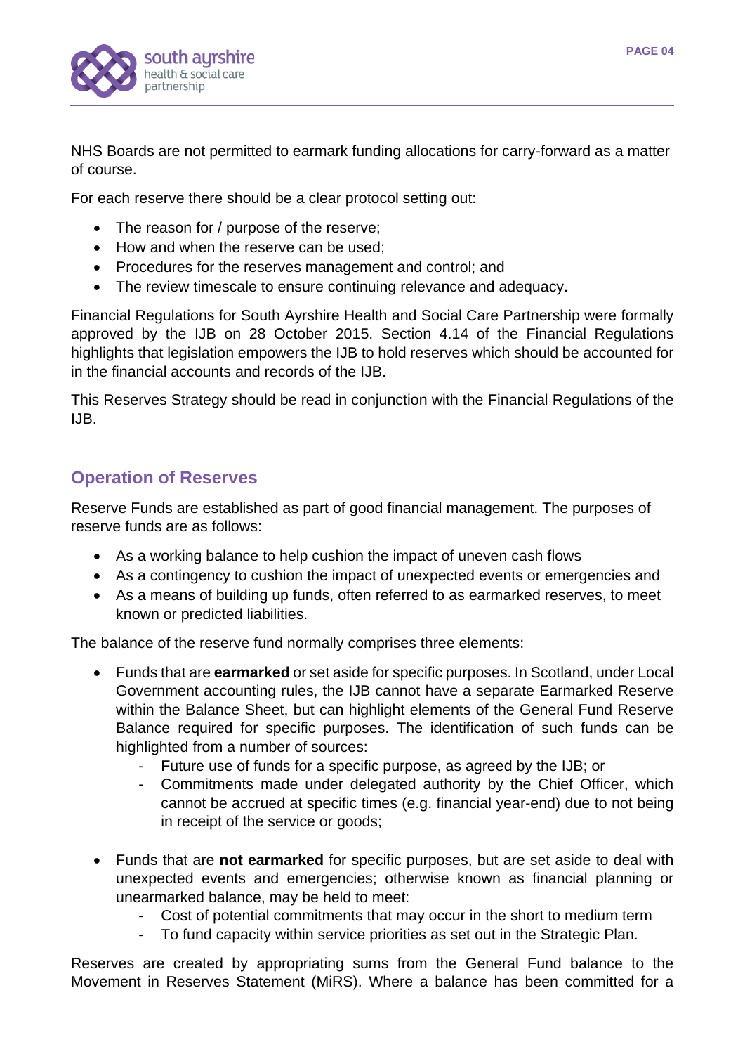NHS Boards are not permitted to earmark funding allocations for carry-forward as a matter of course.

For each reserve there should be a clear protocol setting out:

- The reason for / purpose of the reserve;
- How and when the reserve can be used;
- Procedures for the reserves management and control; and
- The review timescale to ensure continuing relevance and adequacy.

Financial Regulations for South Ayrshire Health and Social Care Partnership were formally approved by the IJB on 28 October 2015. Section 4.14 of the Financial Regulations highlights that legislation empowers the IJB to hold reserves which should be accounted for in the financial accounts and records of the IJB.

This Reserves Strategy should be read in conjunction with the Financial Regulations of the IJB.

## Operation of Reserves

Reserve Funds are established as part of good financial management. The purposes of reserve funds are as follows:

- As a working balance to help cushion the impact of uneven cash flows
- As a contingency to cushion the impact of unexpected events or emergencies and
- As a means of building up funds, often referred to as earmarked reserves, to meet known or predicted liabilities.

The balance of the reserve fund normally comprises three elements:

- Funds that are **earmarked** or set aside for specific purposes. In Scotland, under Local Government accounting rules, the IJB cannot have a separate Earmarked Reserve within the Balance Sheet, but can highlight elements of the General Fund Reserve Balance required for specific purposes. The identification of such funds can be highlighted from a number of sources:
    - Future use of funds for a specific purpose, as agreed by the IJB; or
    - Commitments made under delegated authority by the Chief Officer, which cannot be accrued at specific times (e.g. financial year-end) due to not being in receipt of the service or goods;

- Funds that are **not earmarked** for specific purposes, but are set aside to deal with unexpected events and emergencies; otherwise known as financial planning or unearmarked balance, may be held to meet:
    - Cost of potential commitments that may occur in the short to medium term
    - To fund capacity within service priorities as set out in the Strategic Plan.

Reserves are created by appropriating sums from the General Fund balance to the Movement in Reserves Statement (MiRS). Where a balance has been committed for a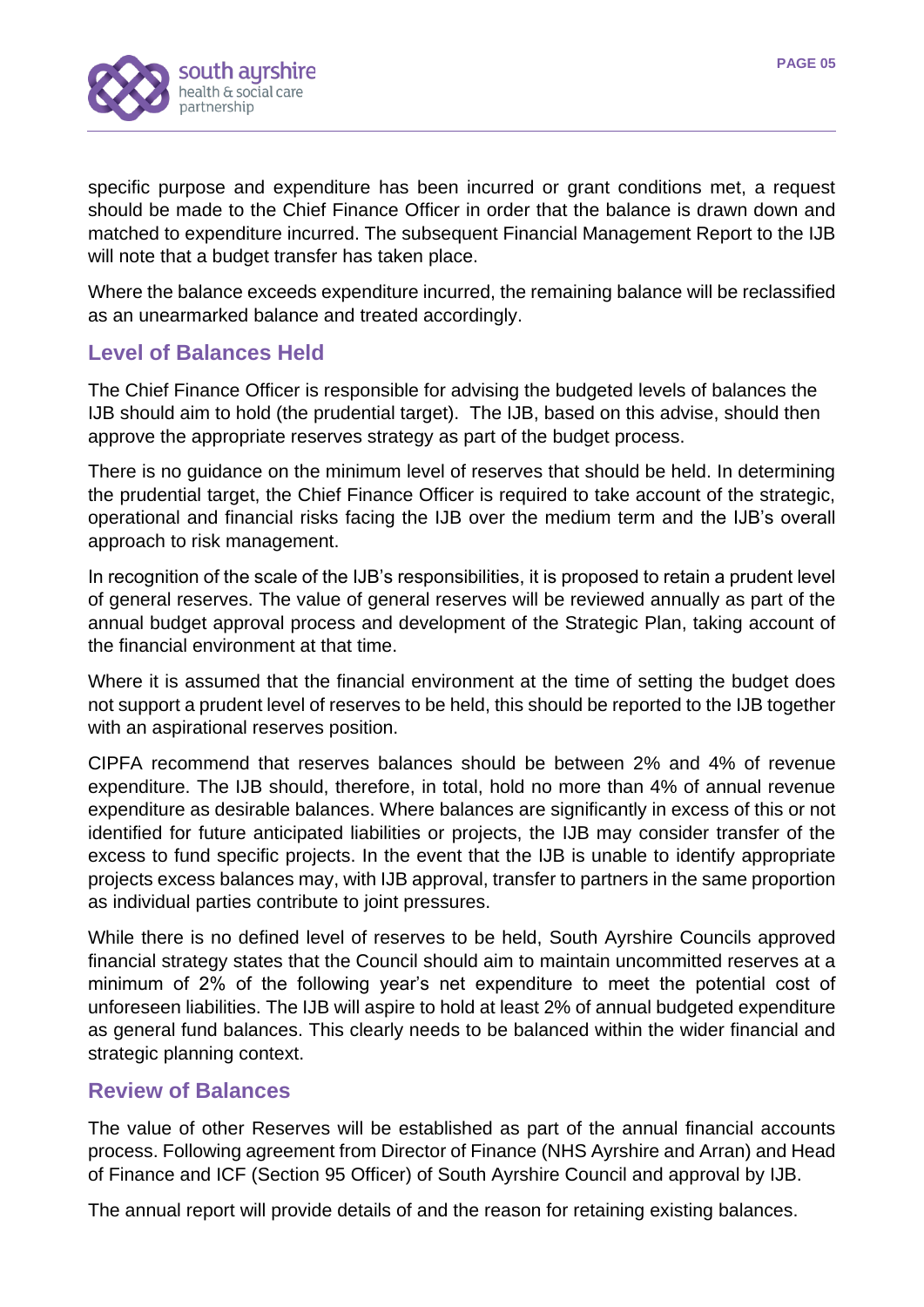specific purpose and expenditure has been incurred or grant conditions met, a request should be made to the Chief Finance Officer in order that the balance is drawn down and matched to expenditure incurred. The subsequent Financial Management Report to the IJB will note that a budget transfer has taken place.

Where the balance exceeds expenditure incurred, the remaining balance will be reclassified as an unearmarked balance and treated accordingly.

## Level of Balances Held

The Chief Finance Officer is responsible for advising the budgeted levels of balances the IJB should aim to hold (the prudential target). The IJB, based on this advise, should then approve the appropriate reserves strategy as part of the budget process.

There is no guidance on the minimum level of reserves that should be held. In determining the prudential target, the Chief Finance Officer is required to take account of the strategic, operational and financial risks facing the IJB over the medium term and the IJB's overall approach to risk management.

In recognition of the scale of the IJB's responsibilities, it is proposed to retain a prudent level of general reserves. The value of general reserves will be reviewed annually as part of the annual budget approval process and development of the Strategic Plan, taking account of the financial environment at that time.

Where it is assumed that the financial environment at the time of setting the budget does not support a prudent level of reserves to be held, this should be reported to the IJB together with an aspirational reserves position.

CIPFA recommend that reserves balances should be between 2% and 4% of revenue expenditure. The IJB should, therefore, in total, hold no more than 4% of annual revenue expenditure as desirable balances. Where balances are significantly in excess of this or not identified for future anticipated liabilities or projects, the IJB may consider transfer of the excess to fund specific projects. In the event that the IJB is unable to identify appropriate projects excess balances may, with IJB approval, transfer to partners in the same proportion as individual parties contribute to joint pressures.

While there is no defined level of reserves to be held, South Ayrshire Councils approved financial strategy states that the Council should aim to maintain uncommitted reserves at a minimum of 2% of the following year's net expenditure to meet the potential cost of unforeseen liabilities. The IJB will aspire to hold at least 2% of annual budgeted expenditure as general fund balances. This clearly needs to be balanced within the wider financial and strategic planning context.

## Review of Balances

The value of other Reserves will be established as part of the annual financial accounts process. Following agreement from Director of Finance (NHS Ayrshire and Arran) and Head of Finance and ICF (Section 95 Officer) of South Ayrshire Council and approval by IJB.

The annual report will provide details of and the reason for retaining existing balances.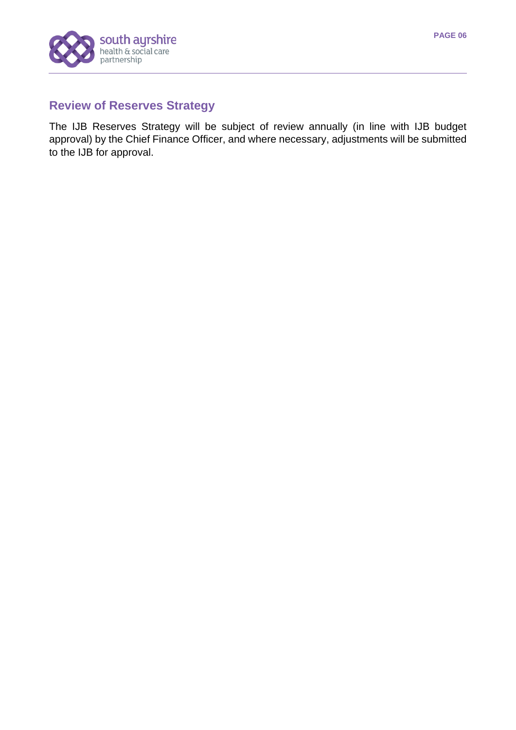## Review of Reserves Strategy

The IJB Reserves Strategy will be subject of review annually (in line with IJB budget approval) by the Chief Finance Officer, and where necessary, adjustments will be submitted to the IJB for approval.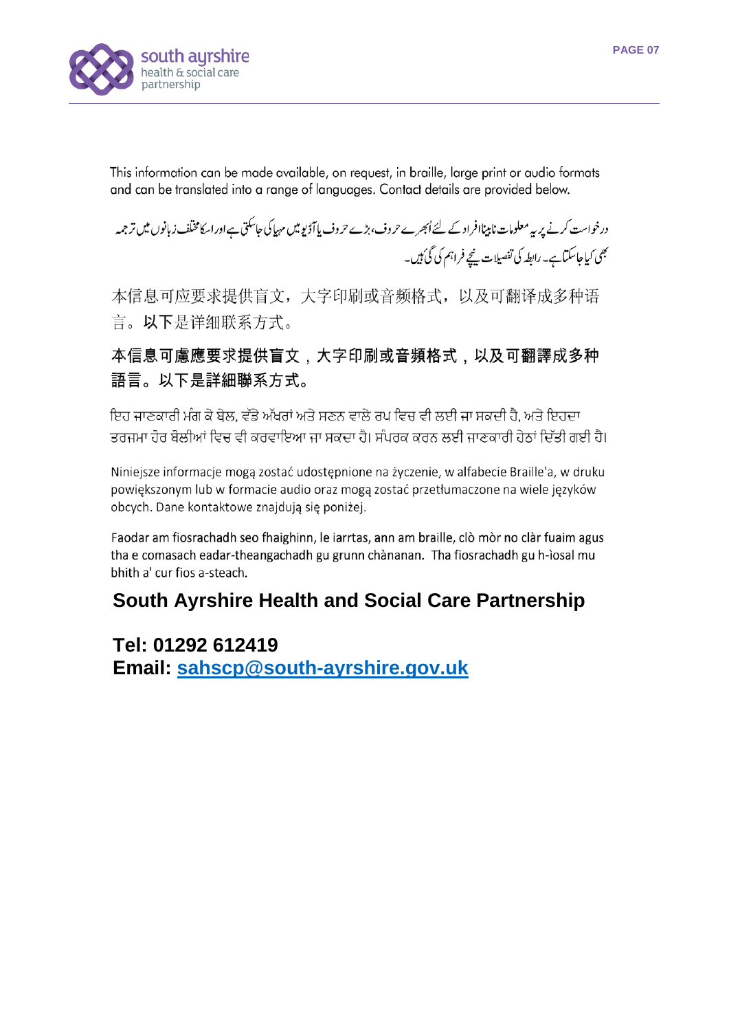This information can be made available, on request, in braille, large print or audio formats and can be translated into a range of languages. Contact details are provided below.

درخواست کرنے پر یہ معلومات نابینا افراد کے لئے اُبھرے حروف، بڑے حروف یا آڈیو میں مہیا کی جاسکتی ہے اور اسکا مختلف زبانوں میں ترجمہ بھی کیا جاسکتا ہے۔ رابطہ کی تفصیلات نیچے فراہم کی گئی ہیں۔

本信息可应要求提供盲文，大字印刷或音频格式，以及可翻译成多种语言。以下是详细联系方式。

本信息可慮應要求提供盲文，大字印刷或音頻格式，以及可翻譯成多种語言。以下是詳細聯系方式。

ਇਹ ਜਾਣਕਾਰੀ ਮੰਗ ਕੇ ਬ੍ਰੇਲ, ਵੱਡੇ ਅੱਖਰਾਂ ਅਤੇ ਸੁਣਨ ਵਾਲੇ ਰੂਪ ਵਿਚ ਵੀ ਲਈ ਜਾ ਸਕਦੀ ਹੈ, ਅਤੇ ਇਹਦਾ ਤਰਜਮਾ ਹੋਰ ਬੋਲੀਆਂ ਵਿਚ ਵੀ ਕਰਵਾਇਆ ਜਾ ਸਕਦਾ ਹੈ। ਸੰਪਰਕ ਕਰਨ ਲਈ ਜਾਣਕਾਰੀ ਹੇਠਾਂ ਦਿੱਤੀ ਗਈ ਹੈ।

Niniejsze informacje mogą zostać udostępnione na życzenie, w alfabecie Braille'a, w druku powiększonym lub w formacie audio oraz mogą zostać przetłumaczone na wiele języków obcych. Dane kontaktowe znajdują się poniżej.

Faodar am fiosrachadh seo fhaighinn, le iarrtas, ann am braille, clò mòr no clàr fuaim agus tha e comasach eadar-theangachadh gu grunn chànanan. Tha fiosrachadh gu h-ìosal mu bhith a' cur fios a-steach.

## South Ayrshire Health and Social Care Partnership

**Tel: 01292 612419**
**Email: sahscp@south-ayrshire.gov.uk**